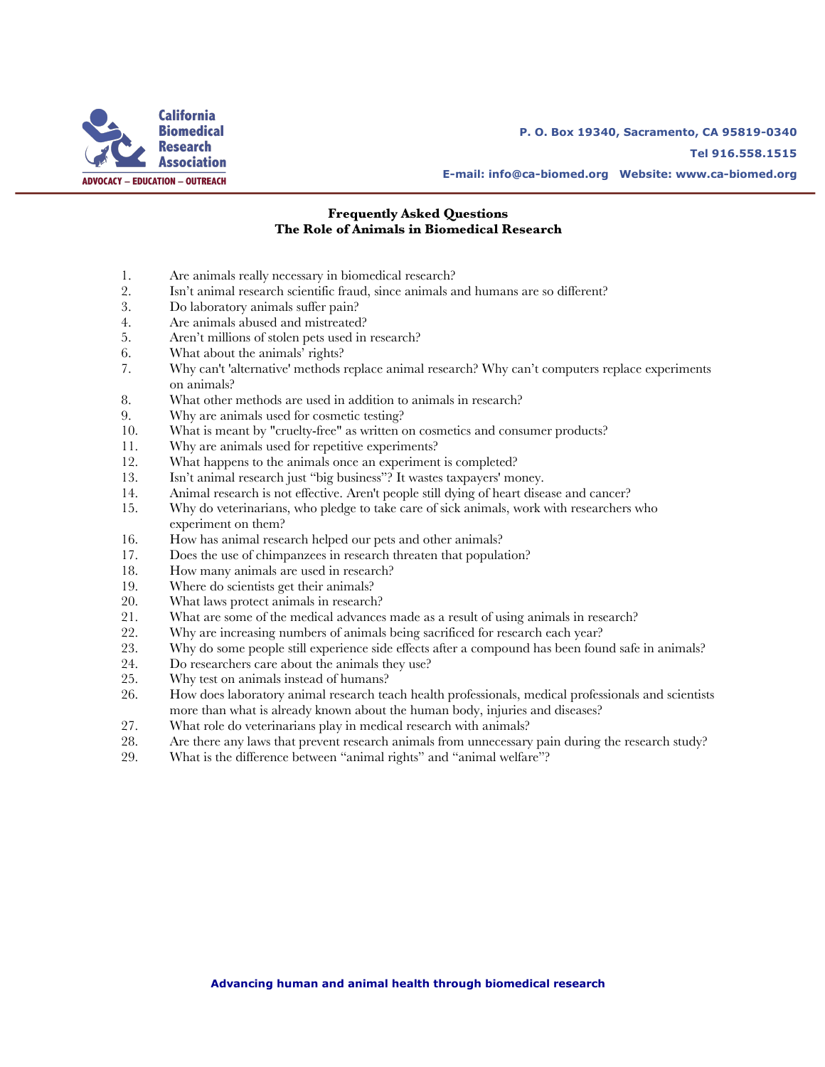**California Biomedical Research Association**

ADVOCACY – EDUCATION – OUTREACH

P. O. Box 19340, Sacramento, CA 95819-0340

Tel 916.558.1515

E-mail: info@ca-biomed.org Website: www.ca-biomed.org

## Frequently Asked Questions
## The Role of Animals in Biomedical Research

1. Are animals really necessary in biomedical research?
2. Isn't animal research scientific fraud, since animals and humans are so different?
3. Do laboratory animals suffer pain?
4. Are animals abused and mistreated?
5. Aren't millions of stolen pets used in research?
6. What about the animals' rights?
7. Why can't 'alternative' methods replace animal research? Why can't computers replace experiments on animals?
8. What other methods are used in addition to animals in research?
9. Why are animals used for cosmetic testing?
10. What is meant by "cruelty-free" as written on cosmetics and consumer products?
11. Why are animals used for repetitive experiments?
12. What happens to the animals once an experiment is completed?
13. Isn't animal research just "big business"? It wastes taxpayers' money.
14. Animal research is not effective. Aren't people still dying of heart disease and cancer?
15. Why do veterinarians, who pledge to take care of sick animals, work with researchers who experiment on them?
16. How has animal research helped our pets and other animals?
17. Does the use of chimpanzees in research threaten that population?
18. How many animals are used in research?
19. Where do scientists get their animals?
20. What laws protect animals in research?
21. What are some of the medical advances made as a result of using animals in research?
22. Why are increasing numbers of animals being sacrificed for research each year?
23. Why do some people still experience side effects after a compound has been found safe in animals?
24. Do researchers care about the animals they use?
25. Why test on animals instead of humans?
26. How does laboratory animal research teach health professionals, medical professionals and scientists more than what is already known about the human body, injuries and diseases?
27. What role do veterinarians play in medical research with animals?
28. Are there any laws that prevent research animals from unnecessary pain during the research study?
29. What is the difference between "animal rights" and "animal welfare"?

**Advancing human and animal health through biomedical research**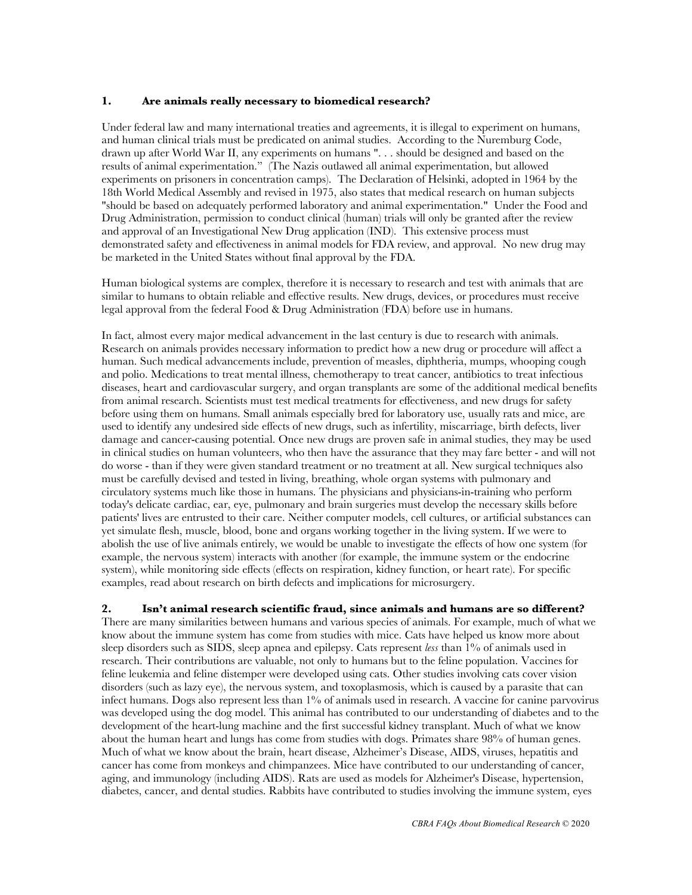## 1. Are animals really necessary to biomedical research?

Under federal law and many international treaties and agreements, it is illegal to experiment on humans, and human clinical trials must be predicated on animal studies. According to the Nuremburg Code, drawn up after World War II, any experiments on humans ". . . should be designed and based on the results of animal experimentation." (The Nazis outlawed all animal experimentation, but allowed experiments on prisoners in concentration camps). The Declaration of Helsinki, adopted in 1964 by the 18th World Medical Assembly and revised in 1975, also states that medical research on human subjects "should be based on adequately performed laboratory and animal experimentation." Under the Food and Drug Administration, permission to conduct clinical (human) trials will only be granted after the review and approval of an Investigational New Drug application (IND). This extensive process must demonstrated safety and effectiveness in animal models for FDA review, and approval. No new drug may be marketed in the United States without final approval by the FDA.

Human biological systems are complex, therefore it is necessary to research and test with animals that are similar to humans to obtain reliable and effective results. New drugs, devices, or procedures must receive legal approval from the federal Food & Drug Administration (FDA) before use in humans.

In fact, almost every major medical advancement in the last century is due to research with animals. Research on animals provides necessary information to predict how a new drug or procedure will affect a human. Such medical advancements include, prevention of measles, diphtheria, mumps, whooping cough and polio. Medications to treat mental illness, chemotherapy to treat cancer, antibiotics to treat infectious diseases, heart and cardiovascular surgery, and organ transplants are some of the additional medical benefits from animal research. Scientists must test medical treatments for effectiveness, and new drugs for safety before using them on humans. Small animals especially bred for laboratory use, usually rats and mice, are used to identify any undesired side effects of new drugs, such as infertility, miscarriage, birth defects, liver damage and cancer-causing potential. Once new drugs are proven safe in animal studies, they may be used in clinical studies on human volunteers, who then have the assurance that they may fare better - and will not do worse - than if they were given standard treatment or no treatment at all. New surgical techniques also must be carefully devised and tested in living, breathing, whole organ systems with pulmonary and circulatory systems much like those in humans. The physicians and physicians-in-training who perform today's delicate cardiac, ear, eye, pulmonary and brain surgeries must develop the necessary skills before patients' lives are entrusted to their care. Neither computer models, cell cultures, or artificial substances can yet simulate flesh, muscle, blood, bone and organs working together in the living system. If we were to abolish the use of live animals entirely, we would be unable to investigate the effects of how one system (for example, the nervous system) interacts with another (for example, the immune system or the endocrine system), while monitoring side effects (effects on respiration, kidney function, or heart rate). For specific examples, read about research on birth defects and implications for microsurgery.

## 2. Isn't animal research scientific fraud, since animals and humans are so different?

There are many similarities between humans and various species of animals. For example, much of what we know about the immune system has come from studies with mice. Cats have helped us know more about sleep disorders such as SIDS, sleep apnea and epilepsy. Cats represent *less* than 1% of animals used in research. Their contributions are valuable, not only to humans but to the feline population. Vaccines for feline leukemia and feline distemper were developed using cats. Other studies involving cats cover vision disorders (such as lazy eye), the nervous system, and toxoplasmosis, which is caused by a parasite that can infect humans. Dogs also represent less than 1% of animals used in research. A vaccine for canine parvovirus was developed using the dog model. This animal has contributed to our understanding of diabetes and to the development of the heart-lung machine and the first successful kidney transplant. Much of what we know about the human heart and lungs has come from studies with dogs. Primates share 98% of human genes. Much of what we know about the brain, heart disease, Alzheimer's Disease, AIDS, viruses, hepatitis and cancer has come from monkeys and chimpanzees. Mice have contributed to our understanding of cancer, aging, and immunology (including AIDS). Rats are used as models for Alzheimer's Disease, hypertension, diabetes, cancer, and dental studies. Rabbits have contributed to studies involving the immune system, eyes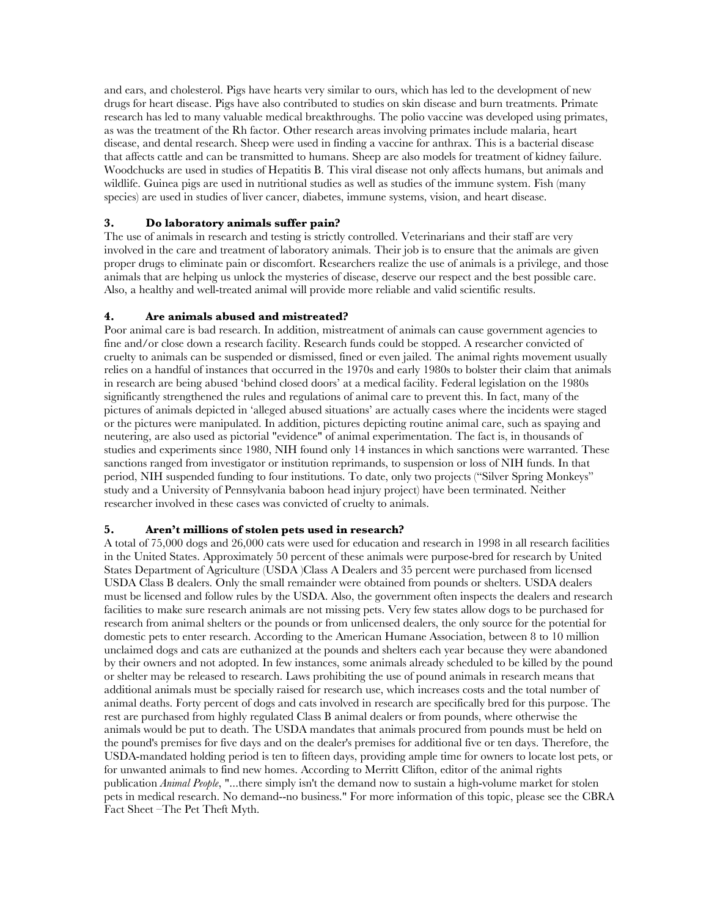and ears, and cholesterol. Pigs have hearts very similar to ours, which has led to the development of new drugs for heart disease. Pigs have also contributed to studies on skin disease and burn treatments. Primate research has led to many valuable medical breakthroughs. The polio vaccine was developed using primates, as was the treatment of the Rh factor. Other research areas involving primates include malaria, heart disease, and dental research. Sheep were used in finding a vaccine for anthrax. This is a bacterial disease that affects cattle and can be transmitted to humans. Sheep are also models for treatment of kidney failure. Woodchucks are used in studies of Hepatitis B. This viral disease not only affects humans, but animals and wildlife. Guinea pigs are used in nutritional studies as well as studies of the immune system. Fish (many species) are used in studies of liver cancer, diabetes, immune systems, vision, and heart disease.

### 3. Do laboratory animals suffer pain?

The use of animals in research and testing is strictly controlled. Veterinarians and their staff are very involved in the care and treatment of laboratory animals. Their job is to ensure that the animals are given proper drugs to eliminate pain or discomfort. Researchers realize the use of animals is a privilege, and those animals that are helping us unlock the mysteries of disease, deserve our respect and the best possible care. Also, a healthy and well-treated animal will provide more reliable and valid scientific results.

### 4. Are animals abused and mistreated?

Poor animal care is bad research. In addition, mistreatment of animals can cause government agencies to fine and/or close down a research facility. Research funds could be stopped. A researcher convicted of cruelty to animals can be suspended or dismissed, fined or even jailed. The animal rights movement usually relies on a handful of instances that occurred in the 1970s and early 1980s to bolster their claim that animals in research are being abused 'behind closed doors' at a medical facility. Federal legislation on the 1980s significantly strengthened the rules and regulations of animal care to prevent this. In fact, many of the pictures of animals depicted in 'alleged abused situations' are actually cases where the incidents were staged or the pictures were manipulated. In addition, pictures depicting routine animal care, such as spaying and neutering, are also used as pictorial "evidence" of animal experimentation. The fact is, in thousands of studies and experiments since 1980, NIH found only 14 instances in which sanctions were warranted. These sanctions ranged from investigator or institution reprimands, to suspension or loss of NIH funds. In that period, NIH suspended funding to four institutions. To date, only two projects ("Silver Spring Monkeys" study and a University of Pennsylvania baboon head injury project) have been terminated. Neither researcher involved in these cases was convicted of cruelty to animals.

### 5. Aren't millions of stolen pets used in research?

A total of 75,000 dogs and 26,000 cats were used for education and research in 1998 in all research facilities in the United States. Approximately 50 percent of these animals were purpose-bred for research by United States Department of Agriculture (USDA )Class A Dealers and 35 percent were purchased from licensed USDA Class B dealers. Only the small remainder were obtained from pounds or shelters. USDA dealers must be licensed and follow rules by the USDA. Also, the government often inspects the dealers and research facilities to make sure research animals are not missing pets. Very few states allow dogs to be purchased for research from animal shelters or the pounds or from unlicensed dealers, the only source for the potential for domestic pets to enter research. According to the American Humane Association, between 8 to 10 million unclaimed dogs and cats are euthanized at the pounds and shelters each year because they were abandoned by their owners and not adopted. In few instances, some animals already scheduled to be killed by the pound or shelter may be released to research. Laws prohibiting the use of pound animals in research means that additional animals must be specially raised for research use, which increases costs and the total number of animal deaths. Forty percent of dogs and cats involved in research are specifically bred for this purpose. The rest are purchased from highly regulated Class B animal dealers or from pounds, where otherwise the animals would be put to death. The USDA mandates that animals procured from pounds must be held on the pound's premises for five days and on the dealer's premises for additional five or ten days. Therefore, the USDA-mandated holding period is ten to fifteen days, providing ample time for owners to locate lost pets, or for unwanted animals to find new homes. According to Merritt Clifton, editor of the animal rights publication *Animal People*, "...there simply isn't the demand now to sustain a high-volume market for stolen pets in medical research. No demand--no business." For more information of this topic, please see the CBRA Fact Sheet –The Pet Theft Myth.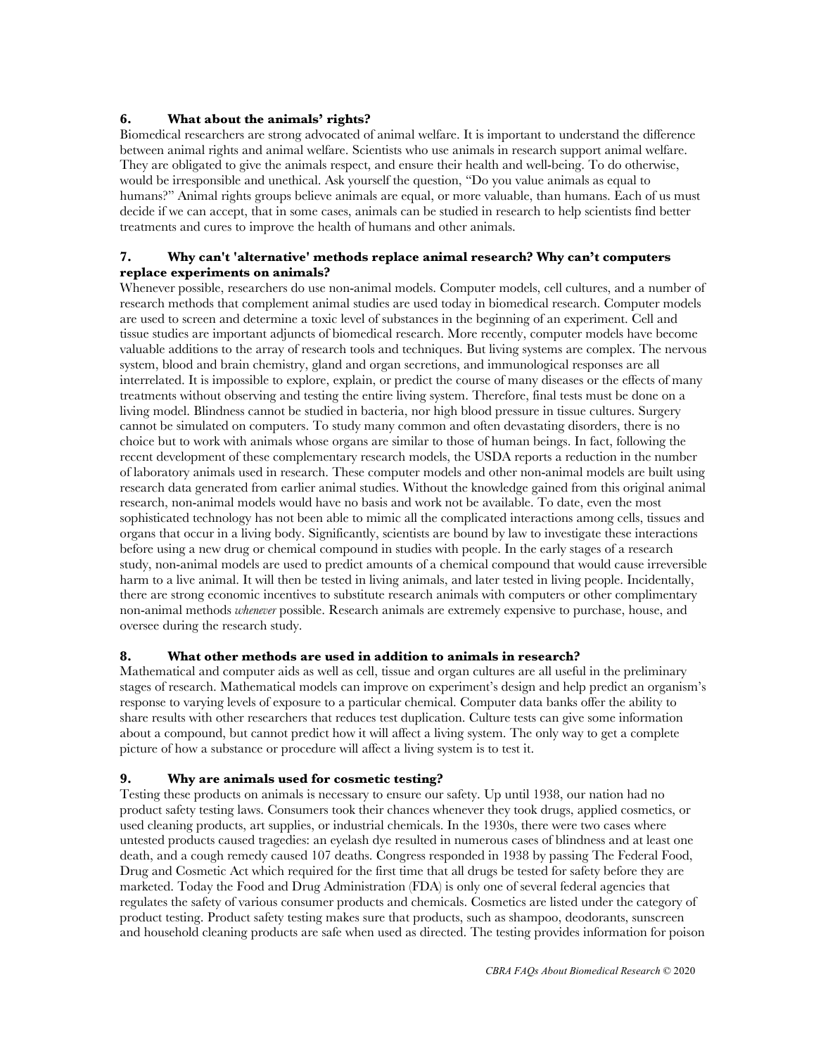### 6. What about the animals' rights?

Biomedical researchers are strong advocated of animal welfare. It is important to understand the difference between animal rights and animal welfare. Scientists who use animals in research support animal welfare. They are obligated to give the animals respect, and ensure their health and well-being. To do otherwise, would be irresponsible and unethical. Ask yourself the question, "Do you value animals as equal to humans?" Animal rights groups believe animals are equal, or more valuable, than humans. Each of us must decide if we can accept, that in some cases, animals can be studied in research to help scientists find better treatments and cures to improve the health of humans and other animals.

### 7. Why can't 'alternative' methods replace animal research? Why can't computers replace experiments on animals?

Whenever possible, researchers do use non-animal models. Computer models, cell cultures, and a number of research methods that complement animal studies are used today in biomedical research. Computer models are used to screen and determine a toxic level of substances in the beginning of an experiment. Cell and tissue studies are important adjuncts of biomedical research. More recently, computer models have become valuable additions to the array of research tools and techniques. But living systems are complex. The nervous system, blood and brain chemistry, gland and organ secretions, and immunological responses are all interrelated. It is impossible to explore, explain, or predict the course of many diseases or the effects of many treatments without observing and testing the entire living system. Therefore, final tests must be done on a living model. Blindness cannot be studied in bacteria, nor high blood pressure in tissue cultures. Surgery cannot be simulated on computers. To study many common and often devastating disorders, there is no choice but to work with animals whose organs are similar to those of human beings. In fact, following the recent development of these complementary research models, the USDA reports a reduction in the number of laboratory animals used in research. These computer models and other non-animal models are built using research data generated from earlier animal studies. Without the knowledge gained from this original animal research, non-animal models would have no basis and work not be available. To date, even the most sophisticated technology has not been able to mimic all the complicated interactions among cells, tissues and organs that occur in a living body. Significantly, scientists are bound by law to investigate these interactions before using a new drug or chemical compound in studies with people. In the early stages of a research study, non-animal models are used to predict amounts of a chemical compound that would cause irreversible harm to a live animal. It will then be tested in living animals, and later tested in living people. Incidentally, there are strong economic incentives to substitute research animals with computers or other complimentary non-animal methods *whenever* possible. Research animals are extremely expensive to purchase, house, and oversee during the research study.

### 8. What other methods are used in addition to animals in research?

Mathematical and computer aids as well as cell, tissue and organ cultures are all useful in the preliminary stages of research. Mathematical models can improve on experiment's design and help predict an organism's response to varying levels of exposure to a particular chemical. Computer data banks offer the ability to share results with other researchers that reduces test duplication. Culture tests can give some information about a compound, but cannot predict how it will affect a living system. The only way to get a complete picture of how a substance or procedure will affect a living system is to test it.

### 9. Why are animals used for cosmetic testing?

Testing these products on animals is necessary to ensure our safety. Up until 1938, our nation had no product safety testing laws. Consumers took their chances whenever they took drugs, applied cosmetics, or used cleaning products, art supplies, or industrial chemicals. In the 1930s, there were two cases where untested products caused tragedies: an eyelash dye resulted in numerous cases of blindness and at least one death, and a cough remedy caused 107 deaths. Congress responded in 1938 by passing The Federal Food, Drug and Cosmetic Act which required for the first time that all drugs be tested for safety before they are marketed. Today the Food and Drug Administration (FDA) is only one of several federal agencies that regulates the safety of various consumer products and chemicals. Cosmetics are listed under the category of product testing. Product safety testing makes sure that products, such as shampoo, deodorants, sunscreen and household cleaning products are safe when used as directed. The testing provides information for poison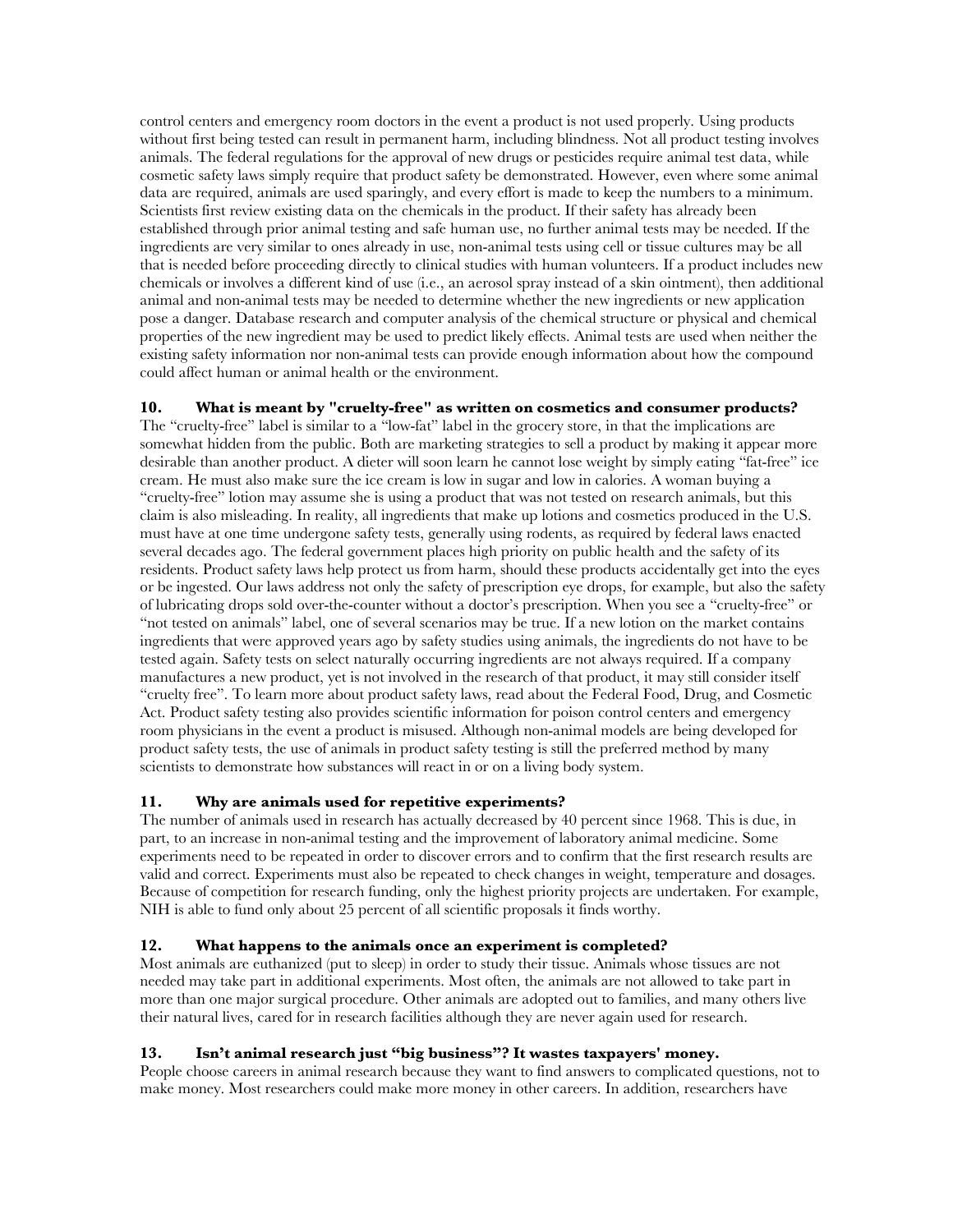control centers and emergency room doctors in the event a product is not used properly. Using products without first being tested can result in permanent harm, including blindness. Not all product testing involves animals. The federal regulations for the approval of new drugs or pesticides require animal test data, while cosmetic safety laws simply require that product safety be demonstrated. However, even where some animal data are required, animals are used sparingly, and every effort is made to keep the numbers to a minimum. Scientists first review existing data on the chemicals in the product. If their safety has already been established through prior animal testing and safe human use, no further animal tests may be needed. If the ingredients are very similar to ones already in use, non-animal tests using cell or tissue cultures may be all that is needed before proceeding directly to clinical studies with human volunteers. If a product includes new chemicals or involves a different kind of use (i.e., an aerosol spray instead of a skin ointment), then additional animal and non-animal tests may be needed to determine whether the new ingredients or new application pose a danger. Database research and computer analysis of the chemical structure or physical and chemical properties of the new ingredient may be used to predict likely effects. Animal tests are used when neither the existing safety information nor non-animal tests can provide enough information about how the compound could affect human or animal health or the environment.

**10. What is meant by "cruelty-free" as written on cosmetics and consumer products?**

The "cruelty-free" label is similar to a "low-fat" label in the grocery store, in that the implications are somewhat hidden from the public. Both are marketing strategies to sell a product by making it appear more desirable than another product. A dieter will soon learn he cannot lose weight by simply eating "fat-free" ice cream. He must also make sure the ice cream is low in sugar and low in calories. A woman buying a "cruelty-free" lotion may assume she is using a product that was not tested on research animals, but this claim is also misleading. In reality, all ingredients that make up lotions and cosmetics produced in the U.S. must have at one time undergone safety tests, generally using rodents, as required by federal laws enacted several decades ago. The federal government places high priority on public health and the safety of its residents. Product safety laws help protect us from harm, should these products accidentally get into the eyes or be ingested. Our laws address not only the safety of prescription eye drops, for example, but also the safety of lubricating drops sold over-the-counter without a doctor's prescription. When you see a "cruelty-free" or "not tested on animals" label, one of several scenarios may be true. If a new lotion on the market contains ingredients that were approved years ago by safety studies using animals, the ingredients do not have to be tested again. Safety tests on select naturally occurring ingredients are not always required. If a company manufactures a new product, yet is not involved in the research of that product, it may still consider itself "cruelty free". To learn more about product safety laws, read about the Federal Food, Drug, and Cosmetic Act. Product safety testing also provides scientific information for poison control centers and emergency room physicians in the event a product is misused. Although non-animal models are being developed for product safety tests, the use of animals in product safety testing is still the preferred method by many scientists to demonstrate how substances will react in or on a living body system.

**11. Why are animals used for repetitive experiments?**

The number of animals used in research has actually decreased by 40 percent since 1968. This is due, in part, to an increase in non-animal testing and the improvement of laboratory animal medicine. Some experiments need to be repeated in order to discover errors and to confirm that the first research results are valid and correct. Experiments must also be repeated to check changes in weight, temperature and dosages. Because of competition for research funding, only the highest priority projects are undertaken. For example, NIH is able to fund only about 25 percent of all scientific proposals it finds worthy.

**12. What happens to the animals once an experiment is completed?**

Most animals are euthanized (put to sleep) in order to study their tissue. Animals whose tissues are not needed may take part in additional experiments. Most often, the animals are not allowed to take part in more than one major surgical procedure. Other animals are adopted out to families, and many others live their natural lives, cared for in research facilities although they are never again used for research.

**13. Isn't animal research just "big business"? It wastes taxpayers' money.**

People choose careers in animal research because they want to find answers to complicated questions, not to make money. Most researchers could make more money in other careers. In addition, researchers have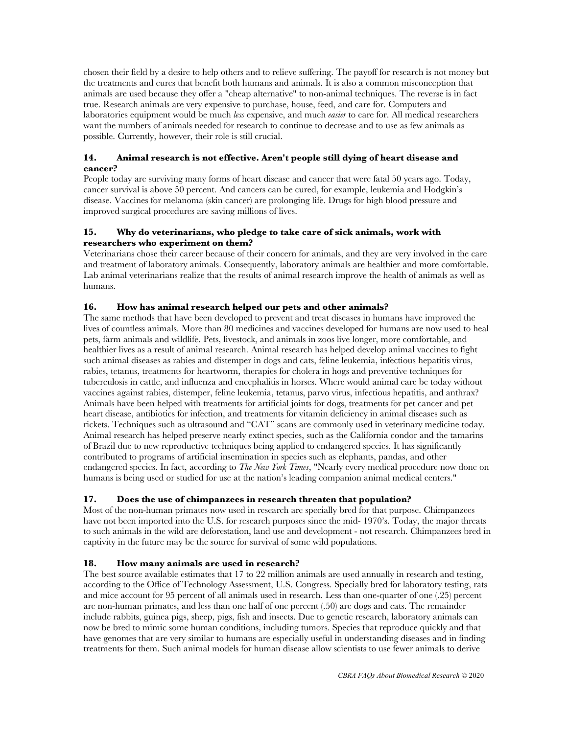chosen their field by a desire to help others and to relieve suffering. The payoff for research is not money but the treatments and cures that benefit both humans and animals. It is also a common misconception that animals are used because they offer a "cheap alternative" to non-animal techniques. The reverse is in fact true. Research animals are very expensive to purchase, house, feed, and care for. Computers and laboratories equipment would be much *less* expensive, and much *easier* to care for. All medical researchers want the numbers of animals needed for research to continue to decrease and to use as few animals as possible. Currently, however, their role is still crucial.

### 14. Animal research is not effective. Aren't people still dying of heart disease and cancer?

People today are surviving many forms of heart disease and cancer that were fatal 50 years ago. Today, cancer survival is above 50 percent. And cancers can be cured, for example, leukemia and Hodgkin's disease. Vaccines for melanoma (skin cancer) are prolonging life. Drugs for high blood pressure and improved surgical procedures are saving millions of lives.

### 15. Why do veterinarians, who pledge to take care of sick animals, work with researchers who experiment on them?

Veterinarians chose their career because of their concern for animals, and they are very involved in the care and treatment of laboratory animals. Consequently, laboratory animals are healthier and more comfortable. Lab animal veterinarians realize that the results of animal research improve the health of animals as well as humans.

### 16. How has animal research helped our pets and other animals?

The same methods that have been developed to prevent and treat diseases in humans have improved the lives of countless animals. More than 80 medicines and vaccines developed for humans are now used to heal pets, farm animals and wildlife. Pets, livestock, and animals in zoos live longer, more comfortable, and healthier lives as a result of animal research. Animal research has helped develop animal vaccines to fight such animal diseases as rabies and distemper in dogs and cats, feline leukemia, infectious hepatitis virus, rabies, tetanus, treatments for heartworm, therapies for cholera in hogs and preventive techniques for tuberculosis in cattle, and influenza and encephalitis in horses. Where would animal care be today without vaccines against rabies, distemper, feline leukemia, tetanus, parvo virus, infectious hepatitis, and anthrax? Animals have been helped with treatments for artificial joints for dogs, treatments for pet cancer and pet heart disease, antibiotics for infection, and treatments for vitamin deficiency in animal diseases such as rickets. Techniques such as ultrasound and "CAT" scans are commonly used in veterinary medicine today. Animal research has helped preserve nearly extinct species, such as the California condor and the tamarins of Brazil due to new reproductive techniques being applied to endangered species. It has significantly contributed to programs of artificial insemination in species such as elephants, pandas, and other endangered species. In fact, according to *The New York Times*, "Nearly every medical procedure now done on humans is being used or studied for use at the nation's leading companion animal medical centers."

### 17. Does the use of chimpanzees in research threaten that population?

Most of the non-human primates now used in research are specially bred for that purpose. Chimpanzees have not been imported into the U.S. for research purposes since the mid- 1970's. Today, the major threats to such animals in the wild are deforestation, land use and development - not research. Chimpanzees bred in captivity in the future may be the source for survival of some wild populations.

### 18. How many animals are used in research?

The best source available estimates that 17 to 22 million animals are used annually in research and testing, according to the Office of Technology Assessment, U.S. Congress. Specially bred for laboratory testing, rats and mice account for 95 percent of all animals used in research. Less than one-quarter of one (.25) percent are non-human primates, and less than one half of one percent (.50) are dogs and cats. The remainder include rabbits, guinea pigs, sheep, pigs, fish and insects. Due to genetic research, laboratory animals can now be bred to mimic some human conditions, including tumors. Species that reproduce quickly and that have genomes that are very similar to humans are especially useful in understanding diseases and in finding treatments for them. Such animal models for human disease allow scientists to use fewer animals to derive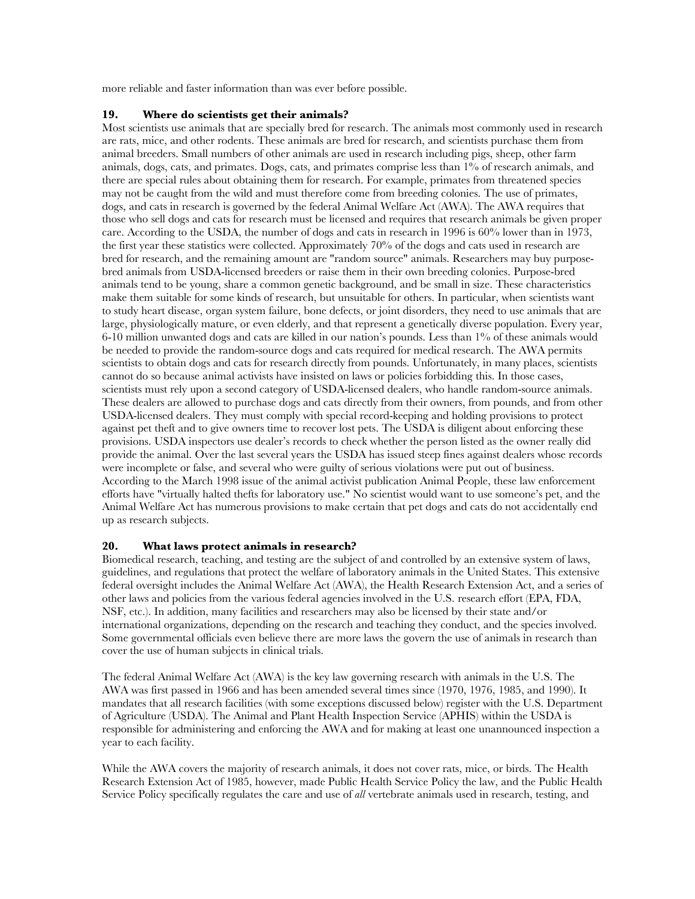more reliable and faster information than was ever before possible.

### 19. Where do scientists get their animals?

Most scientists use animals that are specially bred for research. The animals most commonly used in research are rats, mice, and other rodents. These animals are bred for research, and scientists purchase them from animal breeders. Small numbers of other animals are used in research including pigs, sheep, other farm animals, dogs, cats, and primates. Dogs, cats, and primates comprise less than 1% of research animals, and there are special rules about obtaining them for research. For example, primates from threatened species may not be caught from the wild and must therefore come from breeding colonies. The use of primates, dogs, and cats in research is governed by the federal Animal Welfare Act (AWA). The AWA requires that those who sell dogs and cats for research must be licensed and requires that research animals be given proper care. According to the USDA, the number of dogs and cats in research in 1996 is 60% lower than in 1973, the first year these statistics were collected. Approximately 70% of the dogs and cats used in research are bred for research, and the remaining amount are "random source" animals. Researchers may buy purpose-bred animals from USDA-licensed breeders or raise them in their own breeding colonies. Purpose-bred animals tend to be young, share a common genetic background, and be small in size. These characteristics make them suitable for some kinds of research, but unsuitable for others. In particular, when scientists want to study heart disease, organ system failure, bone defects, or joint disorders, they need to use animals that are large, physiologically mature, or even elderly, and that represent a genetically diverse population. Every year, 6-10 million unwanted dogs and cats are killed in our nation's pounds. Less than 1% of these animals would be needed to provide the random-source dogs and cats required for medical research. The AWA permits scientists to obtain dogs and cats for research directly from pounds. Unfortunately, in many places, scientists cannot do so because animal activists have insisted on laws or policies forbidding this. In those cases, scientists must rely upon a second category of USDA-licensed dealers, who handle random-source animals. These dealers are allowed to purchase dogs and cats directly from their owners, from pounds, and from other USDA-licensed dealers. They must comply with special record-keeping and holding provisions to protect against pet theft and to give owners time to recover lost pets. The USDA is diligent about enforcing these provisions. USDA inspectors use dealer's records to check whether the person listed as the owner really did provide the animal. Over the last several years the USDA has issued steep fines against dealers whose records were incomplete or false, and several who were guilty of serious violations were put out of business. According to the March 1998 issue of the animal activist publication Animal People, these law enforcement efforts have "virtually halted thefts for laboratory use." No scientist would want to use someone's pet, and the Animal Welfare Act has numerous provisions to make certain that pet dogs and cats do not accidentally end up as research subjects.

### 20. What laws protect animals in research?

Biomedical research, teaching, and testing are the subject of and controlled by an extensive system of laws, guidelines, and regulations that protect the welfare of laboratory animals in the United States. This extensive federal oversight includes the Animal Welfare Act (AWA), the Health Research Extension Act, and a series of other laws and policies from the various federal agencies involved in the U.S. research effort (EPA, FDA, NSF, etc.). In addition, many facilities and researchers may also be licensed by their state and/or international organizations, depending on the research and teaching they conduct, and the species involved. Some governmental officials even believe there are more laws the govern the use of animals in research than cover the use of human subjects in clinical trials.

The federal Animal Welfare Act (AWA) is the key law governing research with animals in the U.S. The AWA was first passed in 1966 and has been amended several times since (1970, 1976, 1985, and 1990). It mandates that all research facilities (with some exceptions discussed below) register with the U.S. Department of Agriculture (USDA). The Animal and Plant Health Inspection Service (APHIS) within the USDA is responsible for administering and enforcing the AWA and for making at least one unannounced inspection a year to each facility.

While the AWA covers the majority of research animals, it does not cover rats, mice, or birds. The Health Research Extension Act of 1985, however, made Public Health Service Policy the law, and the Public Health Service Policy specifically regulates the care and use of *all* vertebrate animals used in research, testing, and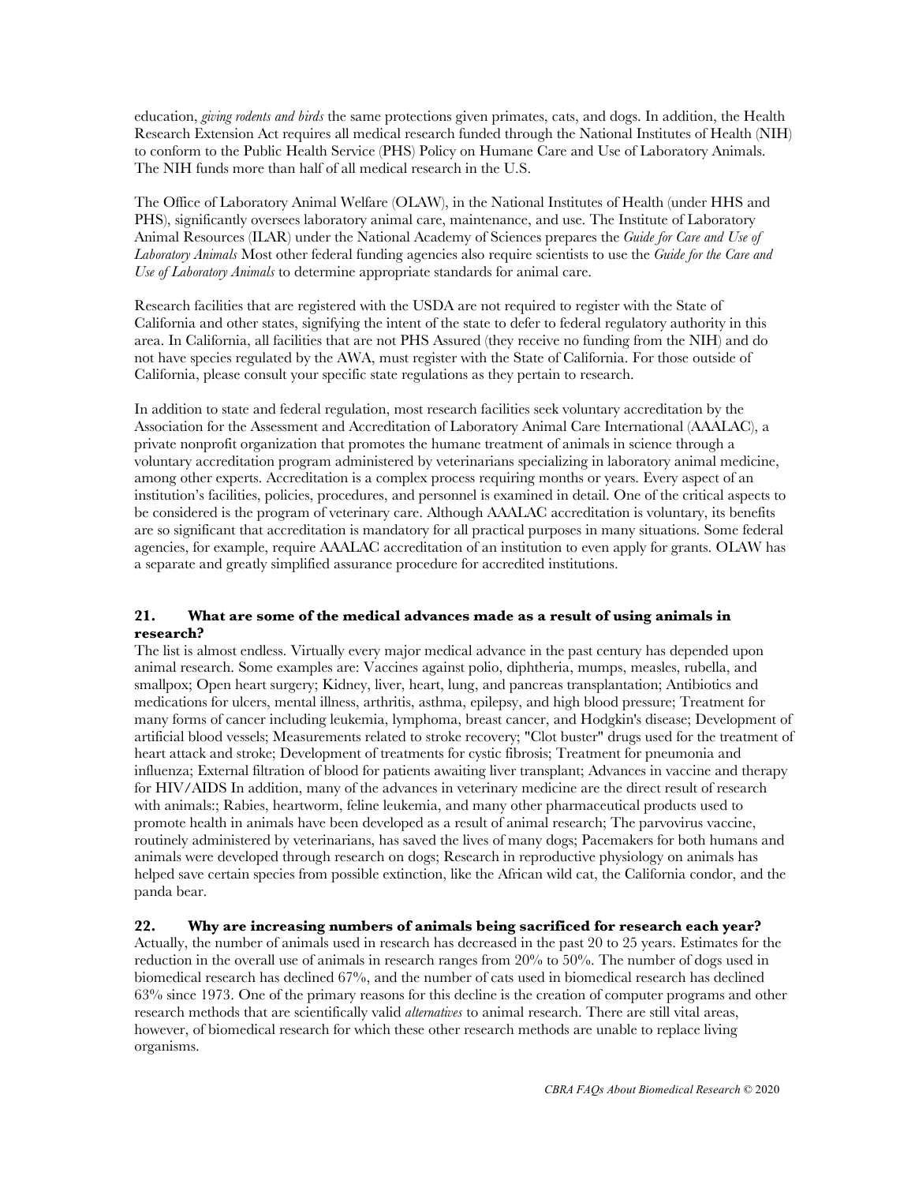education, *giving rodents and birds* the same protections given primates, cats, and dogs. In addition, the Health Research Extension Act requires all medical research funded through the National Institutes of Health (NIH) to conform to the Public Health Service (PHS) Policy on Humane Care and Use of Laboratory Animals. The NIH funds more than half of all medical research in the U.S.

The Office of Laboratory Animal Welfare (OLAW), in the National Institutes of Health (under HHS and PHS), significantly oversees laboratory animal care, maintenance, and use. The Institute of Laboratory Animal Resources (ILAR) under the National Academy of Sciences prepares the *Guide for Care and Use of Laboratory Animals* Most other federal funding agencies also require scientists to use the *Guide for the Care and Use of Laboratory Animals* to determine appropriate standards for animal care.

Research facilities that are registered with the USDA are not required to register with the State of California and other states, signifying the intent of the state to defer to federal regulatory authority in this area. In California, all facilities that are not PHS Assured (they receive no funding from the NIH) and do not have species regulated by the AWA, must register with the State of California. For those outside of California, please consult your specific state regulations as they pertain to research.

In addition to state and federal regulation, most research facilities seek voluntary accreditation by the Association for the Assessment and Accreditation of Laboratory Animal Care International (AAALAC), a private nonprofit organization that promotes the humane treatment of animals in science through a voluntary accreditation program administered by veterinarians specializing in laboratory animal medicine, among other experts. Accreditation is a complex process requiring months or years. Every aspect of an institution's facilities, policies, procedures, and personnel is examined in detail. One of the critical aspects to be considered is the program of veterinary care. Although AAALAC accreditation is voluntary, its benefits are so significant that accreditation is mandatory for all practical purposes in many situations. Some federal agencies, for example, require AAALAC accreditation of an institution to even apply for grants. OLAW has a separate and greatly simplified assurance procedure for accredited institutions.

### 21. What are some of the medical advances made as a result of using animals in research?

The list is almost endless. Virtually every major medical advance in the past century has depended upon animal research. Some examples are: Vaccines against polio, diphtheria, mumps, measles, rubella, and smallpox; Open heart surgery; Kidney, liver, heart, lung, and pancreas transplantation; Antibiotics and medications for ulcers, mental illness, arthritis, asthma, epilepsy, and high blood pressure; Treatment for many forms of cancer including leukemia, lymphoma, breast cancer, and Hodgkin's disease; Development of artificial blood vessels; Measurements related to stroke recovery; "Clot buster" drugs used for the treatment of heart attack and stroke; Development of treatments for cystic fibrosis; Treatment for pneumonia and influenza; External filtration of blood for patients awaiting liver transplant; Advances in vaccine and therapy for HIV/AIDS In addition, many of the advances in veterinary medicine are the direct result of research with animals:; Rabies, heartworm, feline leukemia, and many other pharmaceutical products used to promote health in animals have been developed as a result of animal research; The parvovirus vaccine, routinely administered by veterinarians, has saved the lives of many dogs; Pacemakers for both humans and animals were developed through research on dogs; Research in reproductive physiology on animals has helped save certain species from possible extinction, like the African wild cat, the California condor, and the panda bear.

### 22. Why are increasing numbers of animals being sacrificed for research each year?

Actually, the number of animals used in research has decreased in the past 20 to 25 years. Estimates for the reduction in the overall use of animals in research ranges from 20% to 50%. The number of dogs used in biomedical research has declined 67%, and the number of cats used in biomedical research has declined 63% since 1973. One of the primary reasons for this decline is the creation of computer programs and other research methods that are scientifically valid *alternatives* to animal research. There are still vital areas, however, of biomedical research for which these other research methods are unable to replace living organisms.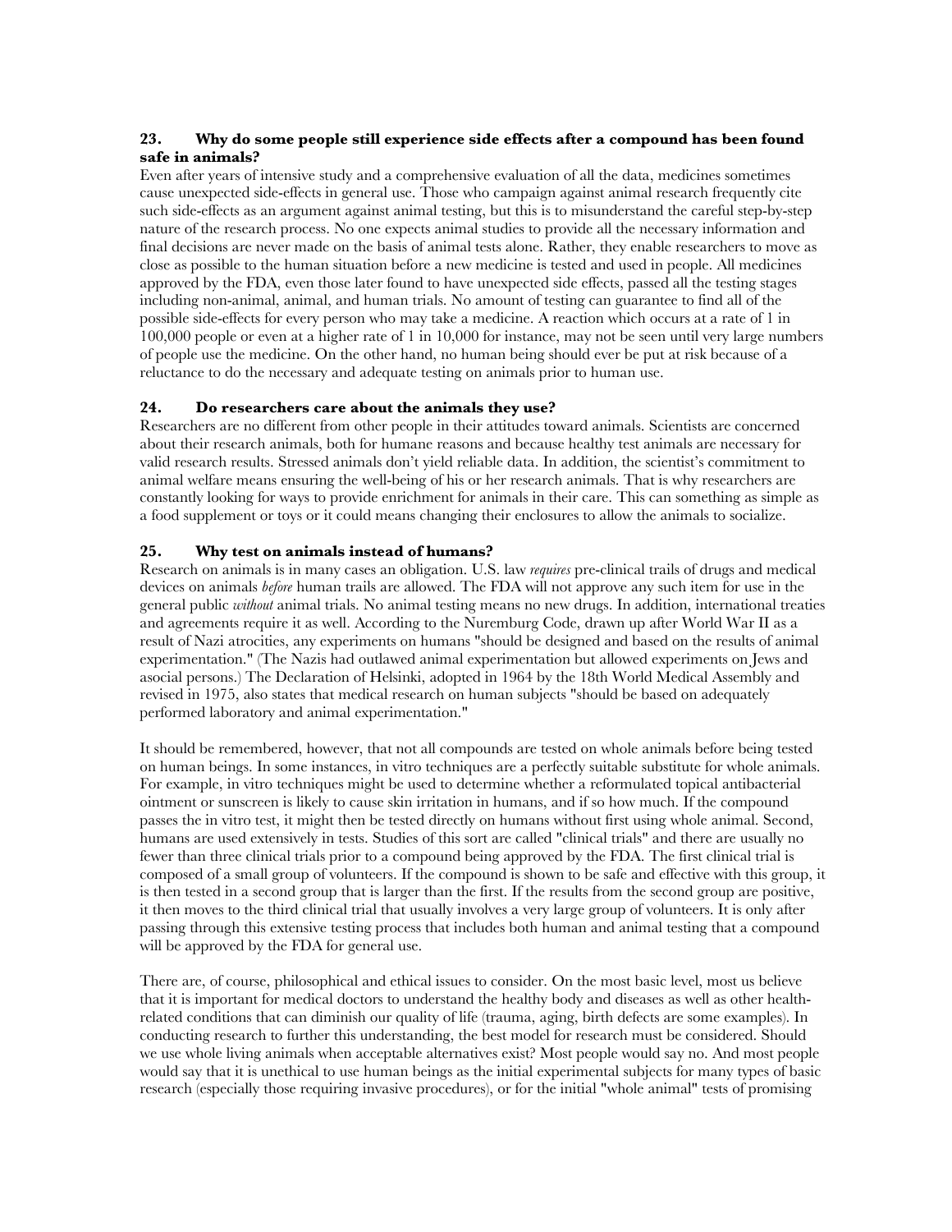### 23. Why do some people still experience side effects after a compound has been found safe in animals?

Even after years of intensive study and a comprehensive evaluation of all the data, medicines sometimes cause unexpected side-effects in general use. Those who campaign against animal research frequently cite such side-effects as an argument against animal testing, but this is to misunderstand the careful step-by-step nature of the research process. No one expects animal studies to provide all the necessary information and final decisions are never made on the basis of animal tests alone. Rather, they enable researchers to move as close as possible to the human situation before a new medicine is tested and used in people. All medicines approved by the FDA, even those later found to have unexpected side effects, passed all the testing stages including non-animal, animal, and human trials. No amount of testing can guarantee to find all of the possible side-effects for every person who may take a medicine. A reaction which occurs at a rate of 1 in 100,000 people or even at a higher rate of 1 in 10,000 for instance, may not be seen until very large numbers of people use the medicine. On the other hand, no human being should ever be put at risk because of a reluctance to do the necessary and adequate testing on animals prior to human use.

### 24. Do researchers care about the animals they use?

Researchers are no different from other people in their attitudes toward animals. Scientists are concerned about their research animals, both for humane reasons and because healthy test animals are necessary for valid research results. Stressed animals don't yield reliable data. In addition, the scientist's commitment to animal welfare means ensuring the well-being of his or her research animals. That is why researchers are constantly looking for ways to provide enrichment for animals in their care. This can something as simple as a food supplement or toys or it could means changing their enclosures to allow the animals to socialize.

### 25. Why test on animals instead of humans?

Research on animals is in many cases an obligation. U.S. law *requires* pre-clinical trails of drugs and medical devices on animals *before* human trails are allowed. The FDA will not approve any such item for use in the general public *without* animal trials. No animal testing means no new drugs. In addition, international treaties and agreements require it as well. According to the Nuremburg Code, drawn up after World War II as a result of Nazi atrocities, any experiments on humans "should be designed and based on the results of animal experimentation." (The Nazis had outlawed animal experimentation but allowed experiments on Jews and asocial persons.) The Declaration of Helsinki, adopted in 1964 by the 18th World Medical Assembly and revised in 1975, also states that medical research on human subjects "should be based on adequately performed laboratory and animal experimentation."

It should be remembered, however, that not all compounds are tested on whole animals before being tested on human beings. In some instances, in vitro techniques are a perfectly suitable substitute for whole animals. For example, in vitro techniques might be used to determine whether a reformulated topical antibacterial ointment or sunscreen is likely to cause skin irritation in humans, and if so how much. If the compound passes the in vitro test, it might then be tested directly on humans without first using whole animal. Second, humans are used extensively in tests. Studies of this sort are called "clinical trials" and there are usually no fewer than three clinical trials prior to a compound being approved by the FDA. The first clinical trial is composed of a small group of volunteers. If the compound is shown to be safe and effective with this group, it is then tested in a second group that is larger than the first. If the results from the second group are positive, it then moves to the third clinical trial that usually involves a very large group of volunteers. It is only after passing through this extensive testing process that includes both human and animal testing that a compound will be approved by the FDA for general use.

There are, of course, philosophical and ethical issues to consider. On the most basic level, most us believe that it is important for medical doctors to understand the healthy body and diseases as well as other health-related conditions that can diminish our quality of life (trauma, aging, birth defects are some examples). In conducting research to further this understanding, the best model for research must be considered. Should we use whole living animals when acceptable alternatives exist? Most people would say no. And most people would say that it is unethical to use human beings as the initial experimental subjects for many types of basic research (especially those requiring invasive procedures), or for the initial "whole animal" tests of promising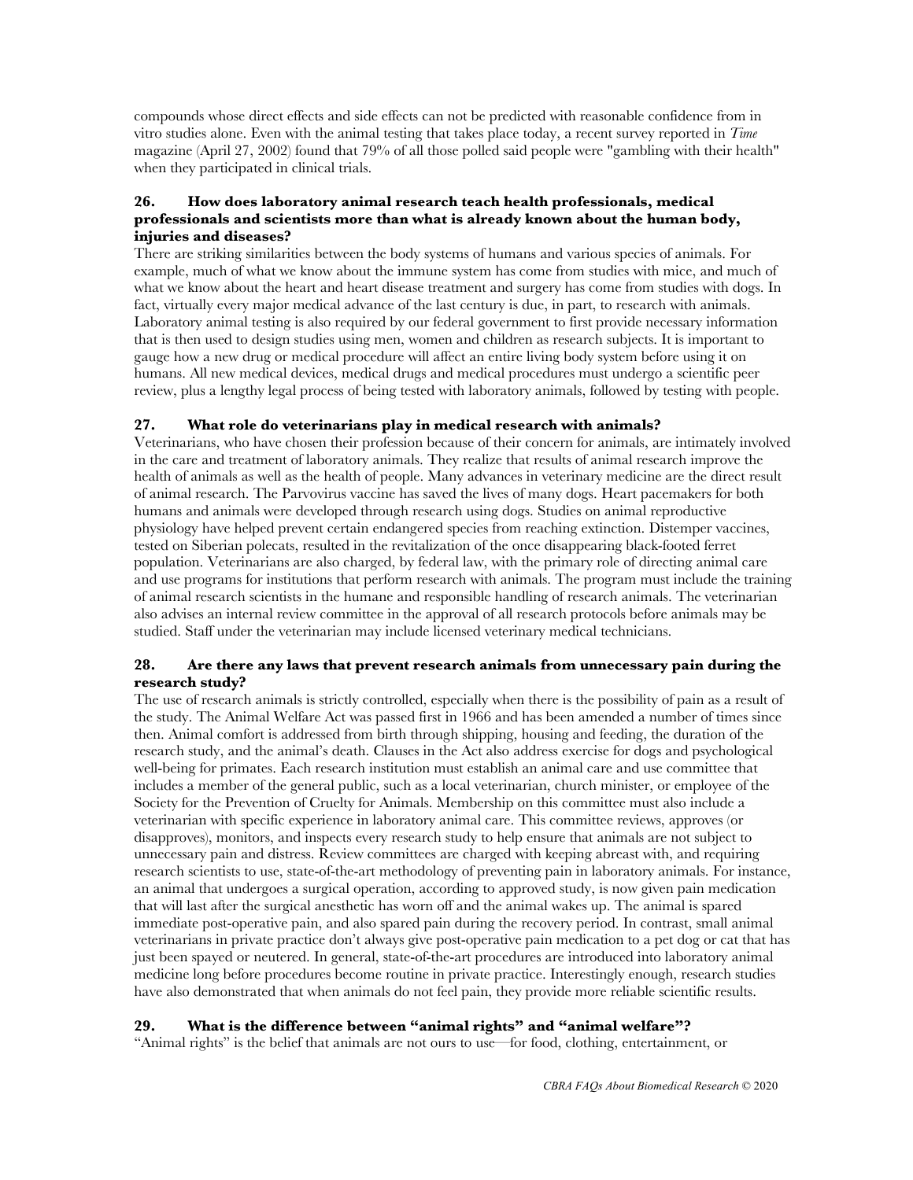compounds whose direct effects and side effects can not be predicted with reasonable confidence from in vitro studies alone. Even with the animal testing that takes place today, a recent survey reported in *Time* magazine (April 27, 2002) found that 79% of all those polled said people were "gambling with their health" when they participated in clinical trials.

### 26. How does laboratory animal research teach health professionals, medical professionals and scientists more than what is already known about the human body, injuries and diseases?

There are striking similarities between the body systems of humans and various species of animals. For example, much of what we know about the immune system has come from studies with mice, and much of what we know about the heart and heart disease treatment and surgery has come from studies with dogs. In fact, virtually every major medical advance of the last century is due, in part, to research with animals. Laboratory animal testing is also required by our federal government to first provide necessary information that is then used to design studies using men, women and children as research subjects. It is important to gauge how a new drug or medical procedure will affect an entire living body system before using it on humans. All new medical devices, medical drugs and medical procedures must undergo a scientific peer review, plus a lengthy legal process of being tested with laboratory animals, followed by testing with people.

### 27. What role do veterinarians play in medical research with animals?

Veterinarians, who have chosen their profession because of their concern for animals, are intimately involved in the care and treatment of laboratory animals. They realize that results of animal research improve the health of animals as well as the health of people. Many advances in veterinary medicine are the direct result of animal research. The Parvovirus vaccine has saved the lives of many dogs. Heart pacemakers for both humans and animals were developed through research using dogs. Studies on animal reproductive physiology have helped prevent certain endangered species from reaching extinction. Distemper vaccines, tested on Siberian polecats, resulted in the revitalization of the once disappearing black-footed ferret population. Veterinarians are also charged, by federal law, with the primary role of directing animal care and use programs for institutions that perform research with animals. The program must include the training of animal research scientists in the humane and responsible handling of research animals. The veterinarian also advises an internal review committee in the approval of all research protocols before animals may be studied. Staff under the veterinarian may include licensed veterinary medical technicians.

### 28. Are there any laws that prevent research animals from unnecessary pain during the research study?

The use of research animals is strictly controlled, especially when there is the possibility of pain as a result of the study. The Animal Welfare Act was passed first in 1966 and has been amended a number of times since then. Animal comfort is addressed from birth through shipping, housing and feeding, the duration of the research study, and the animal's death. Clauses in the Act also address exercise for dogs and psychological well-being for primates. Each research institution must establish an animal care and use committee that includes a member of the general public, such as a local veterinarian, church minister, or employee of the Society for the Prevention of Cruelty for Animals. Membership on this committee must also include a veterinarian with specific experience in laboratory animal care. This committee reviews, approves (or disapproves), monitors, and inspects every research study to help ensure that animals are not subject to unnecessary pain and distress. Review committees are charged with keeping abreast with, and requiring research scientists to use, state-of-the-art methodology of preventing pain in laboratory animals. For instance, an animal that undergoes a surgical operation, according to approved study, is now given pain medication that will last after the surgical anesthetic has worn off and the animal wakes up. The animal is spared immediate post-operative pain, and also spared pain during the recovery period. In contrast, small animal veterinarians in private practice don't always give post-operative pain medication to a pet dog or cat that has just been spayed or neutered. In general, state-of-the-art procedures are introduced into laboratory animal medicine long before procedures become routine in private practice. Interestingly enough, research studies have also demonstrated that when animals do not feel pain, they provide more reliable scientific results.

### 29. What is the difference between "animal rights" and "animal welfare"?

"Animal rights" is the belief that animals are not ours to use—for food, clothing, entertainment, or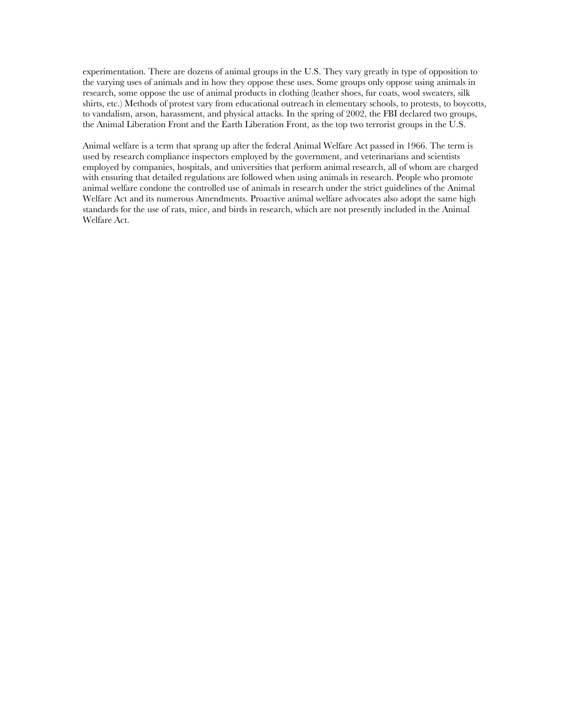experimentation. There are dozens of animal groups in the U.S. They vary greatly in type of opposition to the varying uses of animals and in how they oppose these uses. Some groups only oppose using animals in research, some oppose the use of animal products in clothing (leather shoes, fur coats, wool sweaters, silk shirts, etc.) Methods of protest vary from educational outreach in elementary schools, to protests, to boycotts, to vandalism, arson, harassment, and physical attacks. In the spring of 2002, the FBI declared two groups, the Animal Liberation Front and the Earth Liberation Front, as the top two terrorist groups in the U.S.

Animal welfare is a term that sprang up after the federal Animal Welfare Act passed in 1966. The term is used by research compliance inspectors employed by the government, and veterinarians and scientists employed by companies, hospitals, and universities that perform animal research, all of whom are charged with ensuring that detailed regulations are followed when using animals in research. People who promote animal welfare condone the controlled use of animals in research under the strict guidelines of the Animal Welfare Act and its numerous Amendments. Proactive animal welfare advocates also adopt the same high standards for the use of rats, mice, and birds in research, which are not presently included in the Animal Welfare Act.